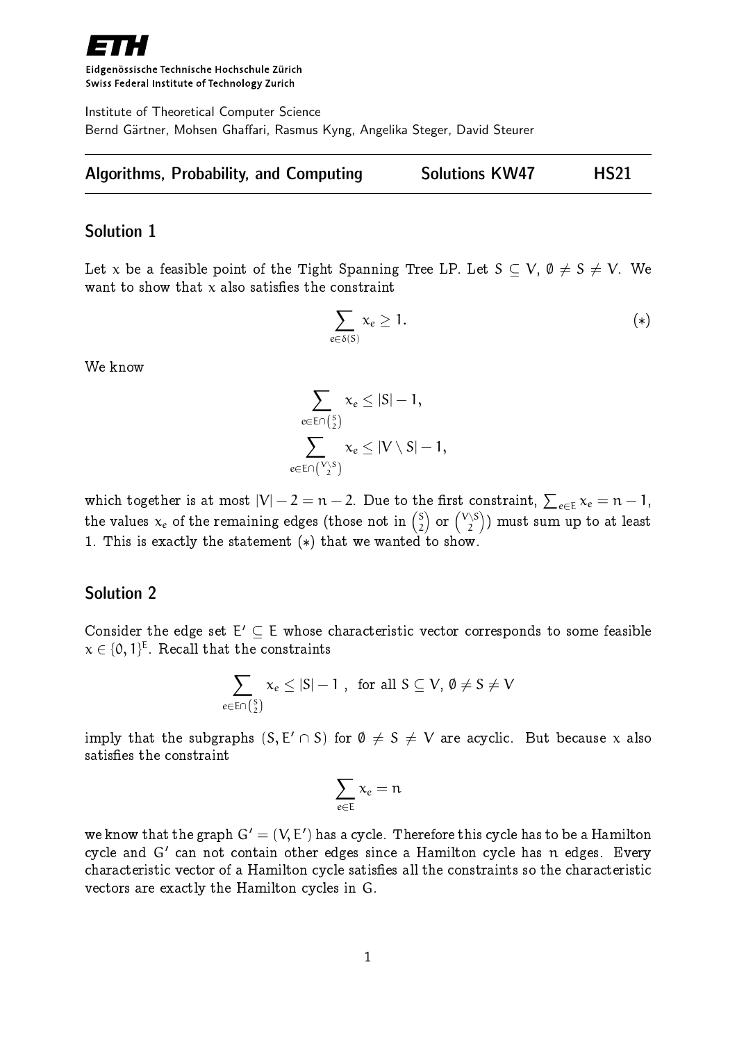Eidgenössische Technische Hochschule Zürich
Swiss Federal Institute of Technology Zurich

Institute of Theoretical Computer Science
Bernd Gärtner, Mohsen Ghaffari, Rasmus Kyng, Angelika Steger, David Steurer

**Algorithms, Probability, and Computing** **Solutions KW47** **HS21**

## Solution 1

Let $x$ be a feasible point of the Tight Spanning Tree LP. Let $S \subseteq V$, $\emptyset \neq S \neq V$. We want to show that $x$ also satisfies the constraint

$$\sum_{e \in \delta(S)} x_e \geq 1. \qquad (*)$$

We know

$$\sum_{e \in E \cap \binom{S}{2}} x_e \leq |S| - 1,$$

$$\sum_{e \in E \cap \binom{V \setminus S}{2}} x_e \leq |V \setminus S| - 1,$$

which together is at most $|V| - 2 = n - 2$. Due to the first constraint, $\sum_{e \in E} x_e = n - 1$, the values $x_e$ of the remaining edges (those not in $\binom{S}{2}$ or $\binom{V \setminus S}{2}$) must sum up to at least 1. This is exactly the statement $(*)$ that we wanted to show.

## Solution 2

Consider the edge set $E' \subseteq E$ whose characteristic vector corresponds to some feasible $x \in \{0, 1\}^E$. Recall that the constraints

$$\sum_{e \in E \cap \binom{S}{2}} x_e \leq |S| - 1 \;, \quad \text{for all } S \subseteq V, \, \emptyset \neq S \neq V$$

imply that the subgraphs $(S, E' \cap S)$ for $\emptyset \neq S \neq V$ are acyclic. But because $x$ also satisfies the constraint

$$\sum_{e \in E} x_e = n$$

we know that the graph $G' = (V, E')$ has a cycle. Therefore this cycle has to be a Hamilton cycle and $G'$ can not contain other edges since a Hamilton cycle has $n$ edges. Every characteristic vector of a Hamilton cycle satisfies all the constraints so the characteristic vectors are exactly the Hamilton cycles in $G$.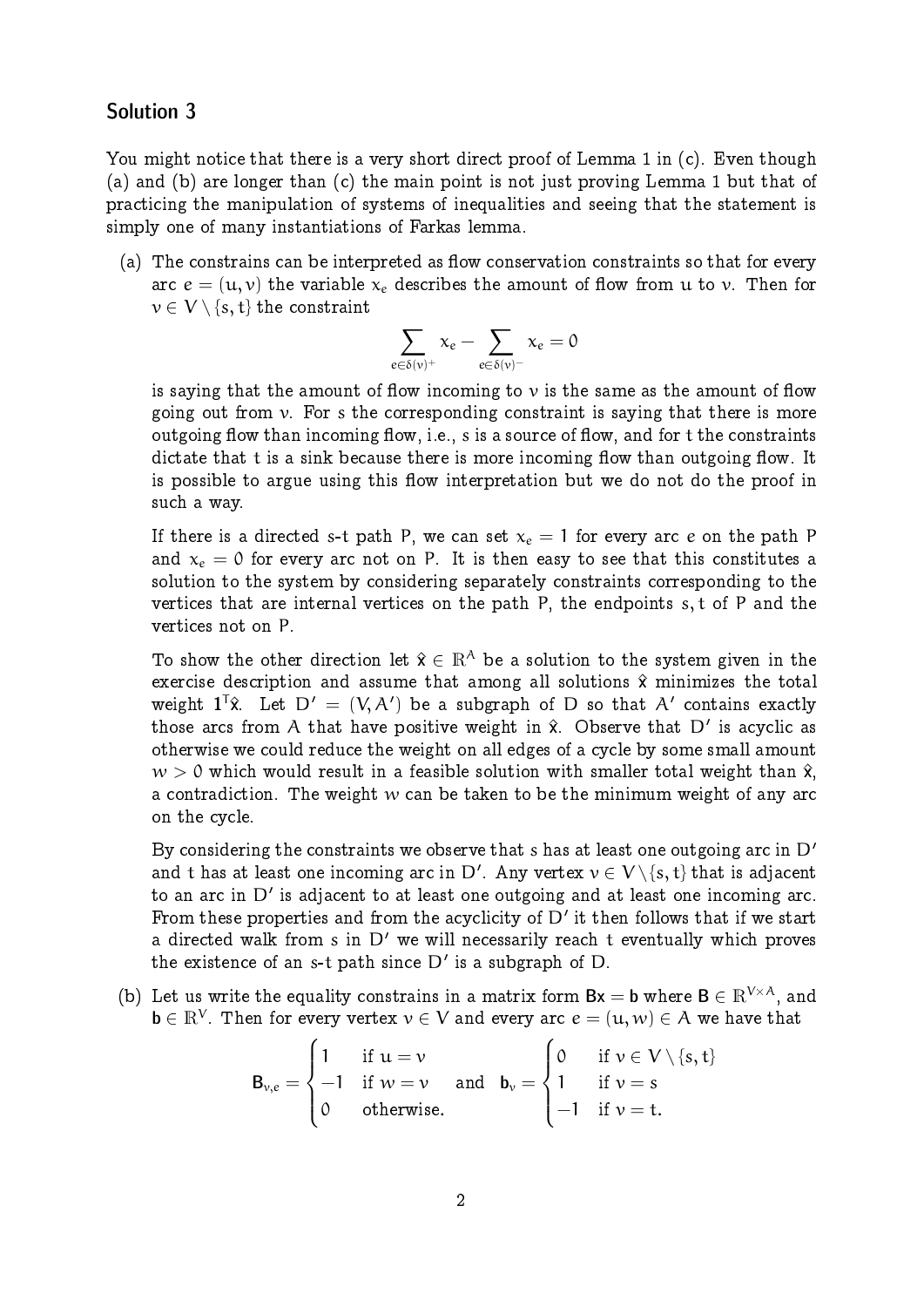## Solution 3

You might notice that there is a very short direct proof of Lemma 1 in (c). Even though (a) and (b) are longer than (c) the main point is not just proving Lemma 1 but that of practicing the manipulation of systems of inequalities and seeing that the statement is simply one of many instantiations of Farkas lemma.

(a) The constrains can be interpreted as flow conservation constraints so that for every arc $e = (u, v)$ the variable $x_e$ describes the amount of flow from $u$ to $v$. Then for $v \in V \setminus \{s, t\}$ the constraint

$$\sum_{e \in \delta(v)^+} x_e - \sum_{e \in \delta(v)^-} x_e = 0$$

is saying that the amount of flow incoming to $v$ is the same as the amount of flow going out from $v$. For $s$ the corresponding constraint is saying that there is more outgoing flow than incoming flow, i.e., $s$ is a source of flow, and for $t$ the constraints dictate that $t$ is a sink because there is more incoming flow than outgoing flow. It is possible to argue using this flow interpretation but we do not do the proof in such a way.

If there is a directed s-t path $P$, we can set $x_e = 1$ for every arc $e$ on the path $P$ and $x_e = 0$ for every arc not on $P$. It is then easy to see that this constitutes a solution to the system by considering separately constraints corresponding to the vertices that are internal vertices on the path $P$, the endpoints $s, t$ of $P$ and the vertices not on $P$.

To show the other direction let $\hat{x} \in \mathbb{R}^A$ be a solution to the system given in the exercise description and assume that among all solutions $\hat{x}$ minimizes the total weight $\mathbf{1}^T\hat{x}$. Let $D' = (V, A')$ be a subgraph of $D$ so that $A'$ contains exactly those arcs from $A$ that have positive weight in $\hat{x}$. Observe that $D'$ is acyclic as otherwise we could reduce the weight on all edges of a cycle by some small amount $w > 0$ which would result in a feasible solution with smaller total weight than $\hat{x}$, a contradiction. The weight $w$ can be taken to be the minimum weight of any arc on the cycle.

By considering the constraints we observe that $s$ has at least one outgoing arc in $D'$ and $t$ has at least one incoming arc in $D'$. Any vertex $v \in V \setminus \{s, t\}$ that is adjacent to an arc in $D'$ is adjacent to at least one outgoing and at least one incoming arc. From these properties and from the acyclicity of $D'$ it then follows that if we start a directed walk from $s$ in $D'$ we will necessarily reach $t$ eventually which proves the existence of an s-t path since $D'$ is a subgraph of $D$.

(b) Let us write the equality constrains in a matrix form $\mathsf{B}\mathsf{x} = \mathsf{b}$ where $\mathsf{B} \in \mathbb{R}^{V \times A}$, and $\mathsf{b} \in \mathbb{R}^V$. Then for every vertex $v \in V$ and every arc $e = (u, w) \in A$ we have that

$$\mathsf{B}_{v,e} = \begin{cases} 1 & \text{if } u = v \\ -1 & \text{if } w = v \\ 0 & \text{otherwise.} \end{cases} \quad \text{and} \quad \mathsf{b}_v = \begin{cases} 0 & \text{if } v \in V \setminus \{s, t\} \\ 1 & \text{if } v = s \\ -1 & \text{if } v = t. \end{cases}$$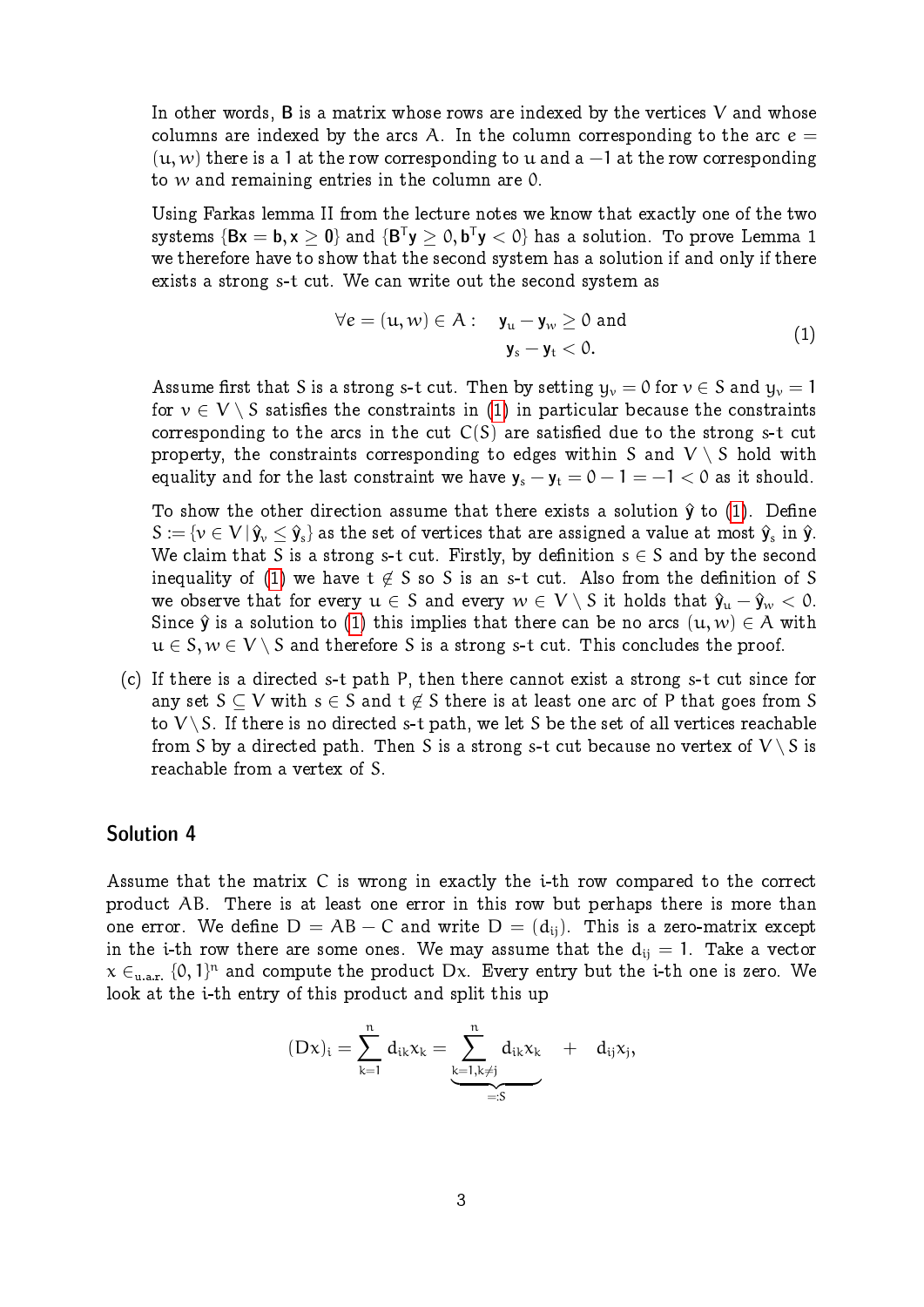In other words, $B$ is a matrix whose rows are indexed by the vertices $V$ and whose columns are indexed by the arcs $A$. In the column corresponding to the arc $e = (u, w)$ there is a 1 at the row corresponding to $u$ and a $-1$ at the row corresponding to $w$ and remaining entries in the column are 0.

Using Farkas lemma II from the lecture notes we know that exactly one of the two systems $\{Bx = b, x \geq 0\}$ and $\{B^T y \geq 0, b^T y < 0\}$ has a solution. To prove Lemma 1 we therefore have to show that the second system has a solution if and only if there exists a strong $s$-$t$ cut. We can write out the second system as

$$\forall e = (u, w) \in A: \quad y_u - y_w \geq 0 \text{ and} \\ y_s - y_t < 0. \tag{1}$$

Assume first that $S$ is a strong $s$-$t$ cut. Then by setting $y_v = 0$ for $v \in S$ and $y_v = 1$ for $v \in V \setminus S$ satisfies the constraints in (1) in particular because the constraints corresponding to the arcs in the cut $C(S)$ are satisfied due to the strong $s$-$t$ cut property, the constraints corresponding to edges within $S$ and $V \setminus S$ hold with equality and for the last constraint we have $y_s - y_t = 0 - 1 = -1 < 0$ as it should.

To show the other direction assume that there exists a solution $\hat{y}$ to (1). Define $S := \{v \in V \,|\, \hat{y}_v \leq \hat{y}_s\}$ as the set of vertices that are assigned a value at most $\hat{y}_s$ in $\hat{y}$. We claim that $S$ is a strong $s$-$t$ cut. Firstly, by definition $s \in S$ and by the second inequality of (1) we have $t \notin S$ so $S$ is an $s$-$t$ cut. Also from the definition of $S$ we observe that for every $u \in S$ and every $w \in V \setminus S$ it holds that $\hat{y}_u - \hat{y}_w < 0$. Since $\hat{y}$ is a solution to (1) this implies that there can be no arcs $(u, w) \in A$ with $u \in S, w \in V \setminus S$ and therefore $S$ is a strong $s$-$t$ cut. This concludes the proof.

(c) If there is a directed $s$-$t$ path $P$, then there cannot exist a strong $s$-$t$ cut since for any set $S \subseteq V$ with $s \in S$ and $t \notin S$ there is at least one arc of $P$ that goes from $S$ to $V \setminus S$. If there is no directed $s$-$t$ path, we let $S$ be the set of all vertices reachable from $S$ by a directed path. Then $S$ is a strong $s$-$t$ cut because no vertex of $V \setminus S$ is reachable from a vertex of $S$.

## Solution 4

Assume that the matrix $C$ is wrong in exactly the $i$-th row compared to the correct product $AB$. There is at least one error in this row but perhaps there is more than one error. We define $D = AB - C$ and write $D = (d_{ij})$. This is a zero-matrix except in the $i$-th row there are some ones. We may assume that the $d_{ij} = 1$. Take a vector $x \in_{\text{u.a.r.}} \{0, 1\}^n$ and compute the product $Dx$. Every entry but the $i$-th one is zero. We look at the $i$-th entry of this product and split this up

$$(Dx)_i = \sum_{k=1}^{n} d_{ik} x_k = \underbrace{\sum_{k=1, k \neq j}^{n} d_{ik} x_k}_{=:S} \quad + \quad d_{ij} x_j,$$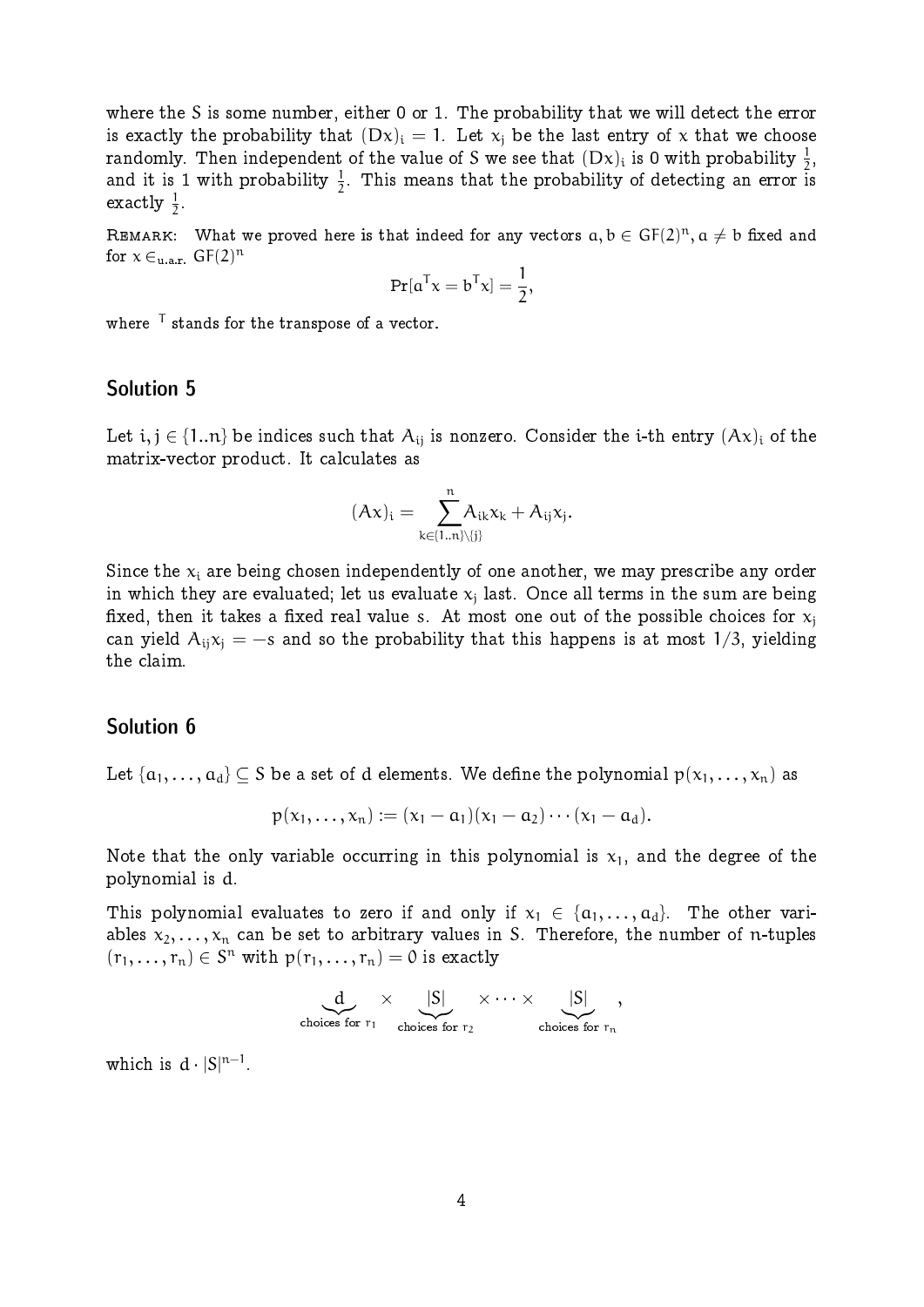where the S is some number, either 0 or 1. The probability that we will detect the error is exactly the probability that $(Dx)_i = 1$. Let $x_j$ be the last entry of $x$ that we choose randomly. Then independent of the value of S we see that $(Dx)_i$ is 0 with probability $\frac{1}{2}$, and it is 1 with probability $\frac{1}{2}$. This means that the probability of detecting an error is exactly $\frac{1}{2}$.

REMARK: What we proved here is that indeed for any vectors $a, b \in GF(2)^n$, $a \neq b$ fixed and for $x \in_{\text{u.a.r.}} GF(2)^n$

$$\Pr[a^T x = b^T x] = \frac{1}{2},$$

where $^T$ stands for the transpose of a vector.

## Solution 5

Let $i, j \in \{1..n\}$ be indices such that $A_{ij}$ is nonzero. Consider the i-th entry $(Ax)_i$ of the matrix-vector product. It calculates as

$$(Ax)_i = \sum_{k \in \{1..n\} \setminus \{j\}}^{n} A_{ik} x_k + A_{ij} x_j.$$

Since the $x_i$ are being chosen independently of one another, we may prescribe any order in which they are evaluated; let us evaluate $x_j$ last. Once all terms in the sum are being fixed, then it takes a fixed real value $s$. At most one out of the possible choices for $x_j$ can yield $A_{ij} x_j = -s$ and so the probability that this happens is at most $1/3$, yielding the claim.

## Solution 6

Let $\{a_1, \dots, a_d\} \subseteq S$ be a set of d elements. We define the polynomial $p(x_1, \dots, x_n)$ as

$$p(x_1, \dots, x_n) := (x_1 - a_1)(x_1 - a_2) \cdots (x_1 - a_d).$$

Note that the only variable occurring in this polynomial is $x_1$, and the degree of the polynomial is d.

This polynomial evaluates to zero if and only if $x_1 \in \{a_1, \dots, a_d\}$. The other variables $x_2, \dots, x_n$ can be set to arbitrary values in S. Therefore, the number of n-tuples $(r_1, \dots, r_n) \in S^n$ with $p(r_1, \dots, r_n) = 0$ is exactly

$$\underbrace{d}_{\text{choices for } r_1} \times \underbrace{|S|}_{\text{choices for } r_2} \times \cdots \times \underbrace{|S|}_{\text{choices for } r_n},$$

which is $d \cdot |S|^{n-1}$.